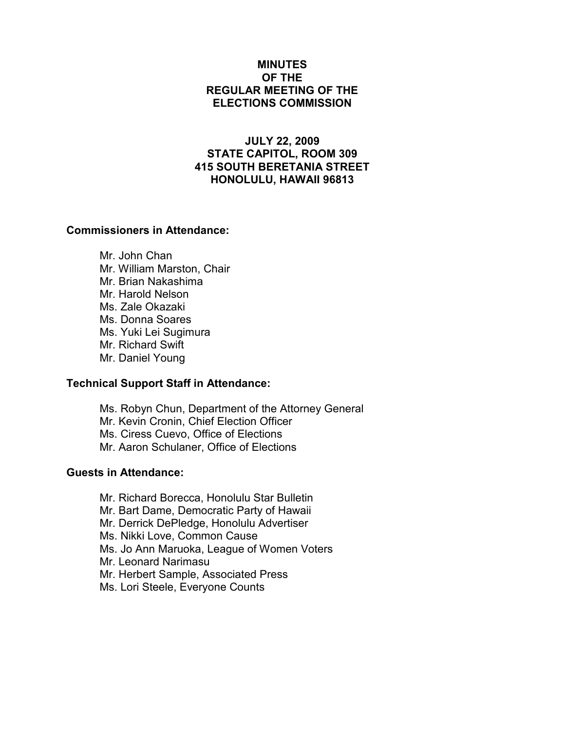# MINUTES
# OF THE
# REGULAR MEETING OF THE
# ELECTIONS COMMISSION

**JULY 22, 2009**
**STATE CAPITOL, ROOM 309**
**415 SOUTH BERETANIA STREET**
**HONOLULU, HAWAII 96813**

## Commissioners in Attendance:

- Mr. John Chan
- Mr. William Marston, Chair
- Mr. Brian Nakashima
- Mr. Harold Nelson
- Ms. Zale Okazaki
- Ms. Donna Soares
- Ms. Yuki Lei Sugimura
- Mr. Richard Swift
- Mr. Daniel Young

## Technical Support Staff in Attendance:

- Ms. Robyn Chun, Department of the Attorney General
- Mr. Kevin Cronin, Chief Election Officer
- Ms. Ciress Cuevo, Office of Elections
- Mr. Aaron Schulaner, Office of Elections

## Guests in Attendance:

- Mr. Richard Borecca, Honolulu Star Bulletin
- Mr. Bart Dame, Democratic Party of Hawaii
- Mr. Derrick DePledge, Honolulu Advertiser
- Ms. Nikki Love, Common Cause
- Ms. Jo Ann Maruoka, League of Women Voters
- Mr. Leonard Narimasu
- Mr. Herbert Sample, Associated Press
- Ms. Lori Steele, Everyone Counts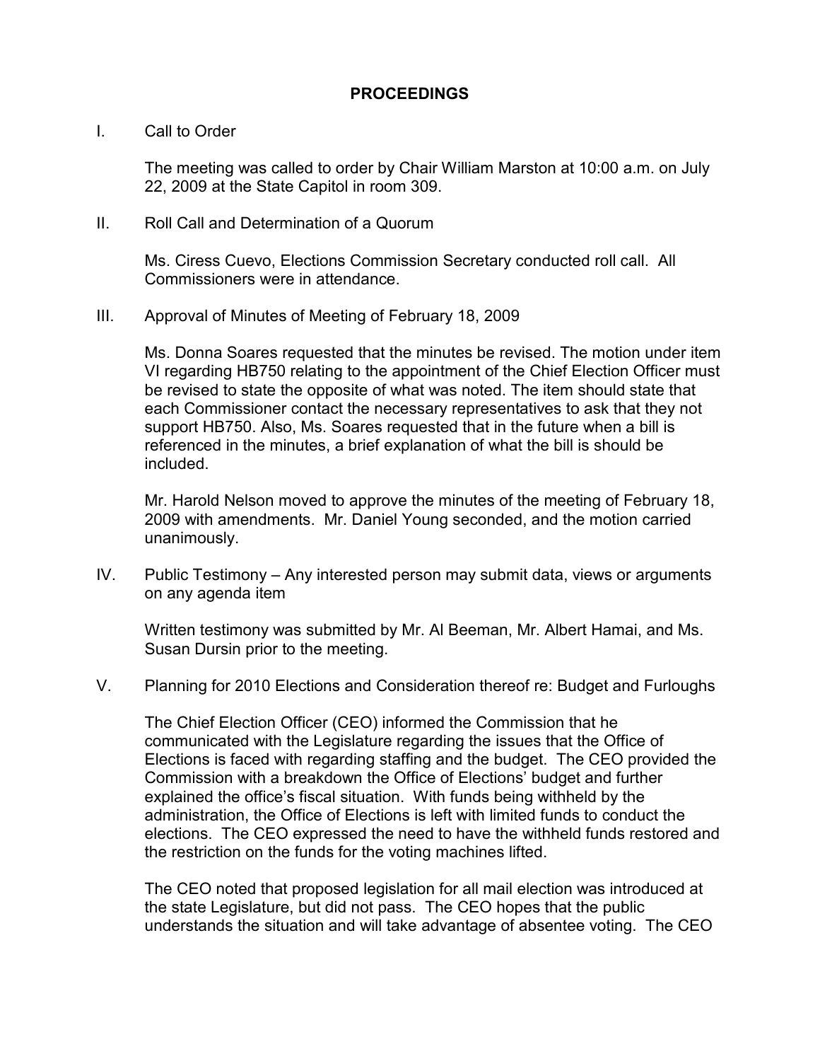# PROCEEDINGS

I. Call to Order

The meeting was called to order by Chair William Marston at 10:00 a.m. on July 22, 2009 at the State Capitol in room 309.

II. Roll Call and Determination of a Quorum

Ms. Ciress Cuevo, Elections Commission Secretary conducted roll call. All Commissioners were in attendance.

III. Approval of Minutes of Meeting of February 18, 2009

Ms. Donna Soares requested that the minutes be revised. The motion under item VI regarding HB750 relating to the appointment of the Chief Election Officer must be revised to state the opposite of what was noted. The item should state that each Commissioner contact the necessary representatives to ask that they not support HB750. Also, Ms. Soares requested that in the future when a bill is referenced in the minutes, a brief explanation of what the bill is should be included.

Mr. Harold Nelson moved to approve the minutes of the meeting of February 18, 2009 with amendments. Mr. Daniel Young seconded, and the motion carried unanimously.

IV. Public Testimony – Any interested person may submit data, views or arguments on any agenda item

Written testimony was submitted by Mr. Al Beeman, Mr. Albert Hamai, and Ms. Susan Dursin prior to the meeting.

V. Planning for 2010 Elections and Consideration thereof re: Budget and Furloughs

The Chief Election Officer (CEO) informed the Commission that he communicated with the Legislature regarding the issues that the Office of Elections is faced with regarding staffing and the budget. The CEO provided the Commission with a breakdown the Office of Elections' budget and further explained the office's fiscal situation. With funds being withheld by the administration, the Office of Elections is left with limited funds to conduct the elections. The CEO expressed the need to have the withheld funds restored and the restriction on the funds for the voting machines lifted.

The CEO noted that proposed legislation for all mail election was introduced at the state Legislature, but did not pass. The CEO hopes that the public understands the situation and will take advantage of absentee voting. The CEO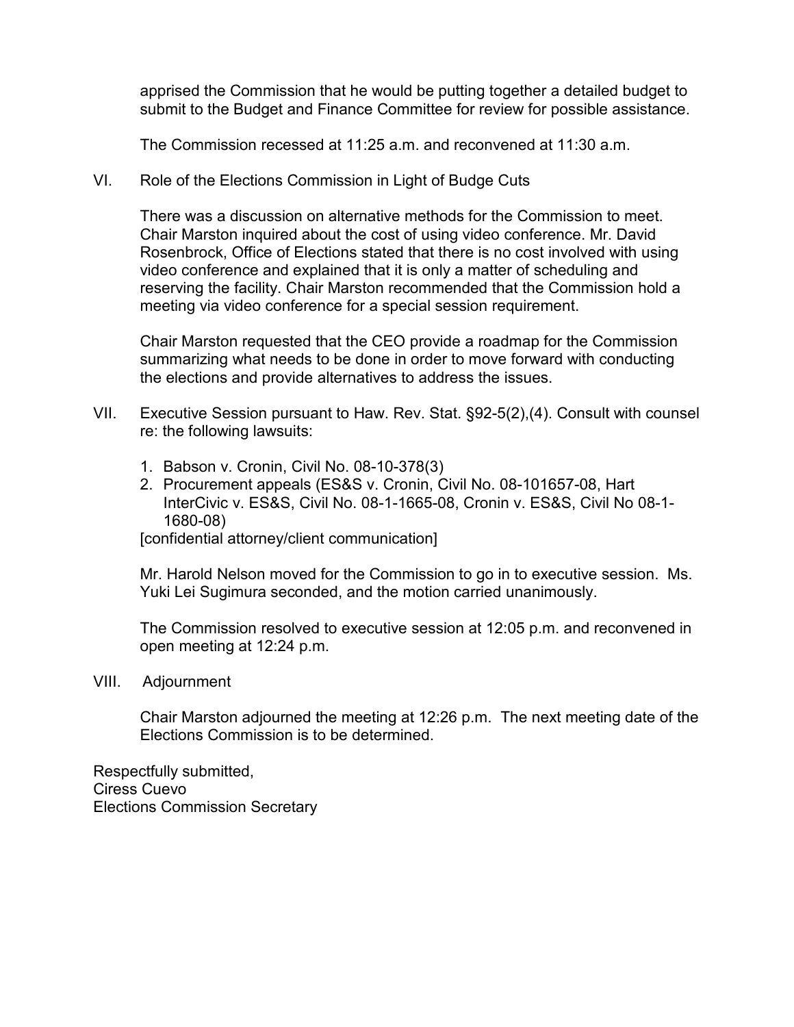apprised the Commission that he would be putting together a detailed budget to submit to the Budget and Finance Committee for review for possible assistance.

The Commission recessed at 11:25 a.m. and reconvened at 11:30 a.m.

VI. Role of the Elections Commission in Light of Budge Cuts

There was a discussion on alternative methods for the Commission to meet. Chair Marston inquired about the cost of using video conference. Mr. David Rosenbrock, Office of Elections stated that there is no cost involved with using video conference and explained that it is only a matter of scheduling and reserving the facility. Chair Marston recommended that the Commission hold a meeting via video conference for a special session requirement.

Chair Marston requested that the CEO provide a roadmap for the Commission summarizing what needs to be done in order to move forward with conducting the elections and provide alternatives to address the issues.

VII. Executive Session pursuant to Haw. Rev. Stat. §92-5(2),(4). Consult with counsel re: the following lawsuits:

1. Babson v. Cronin, Civil No. 08-10-378(3)
2. Procurement appeals (ES&S v. Cronin, Civil No. 08-101657-08, Hart InterCivic v. ES&S, Civil No. 08-1-1665-08, Cronin v. ES&S, Civil No 08-1-1680-08)

[confidential attorney/client communication]

Mr. Harold Nelson moved for the Commission to go in to executive session. Ms. Yuki Lei Sugimura seconded, and the motion carried unanimously.

The Commission resolved to executive session at 12:05 p.m. and reconvened in open meeting at 12:24 p.m.

VIII. Adjournment

Chair Marston adjourned the meeting at 12:26 p.m. The next meeting date of the Elections Commission is to be determined.

Respectfully submitted,
Ciress Cuevo
Elections Commission Secretary